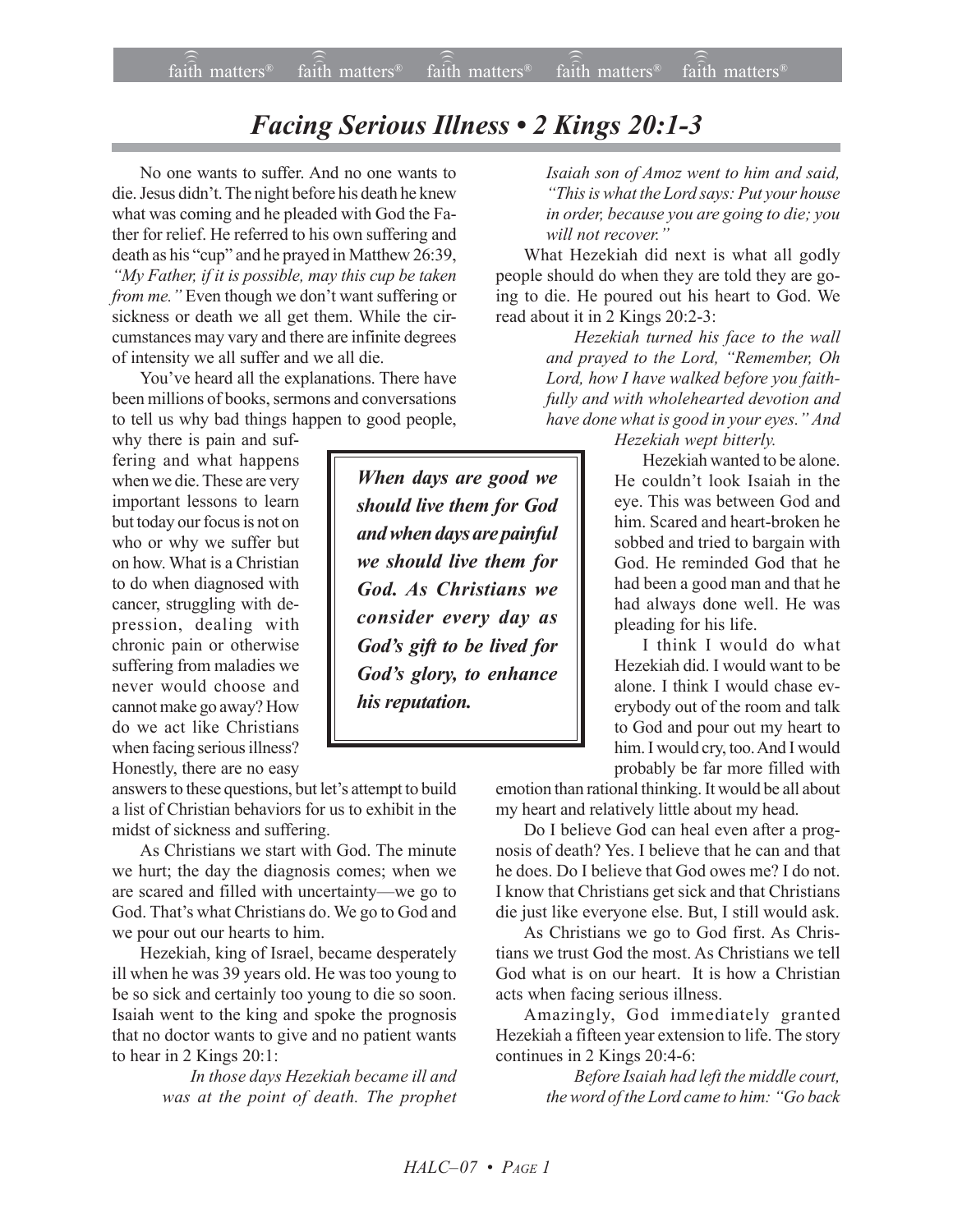# *Facing Serious Illness • 2 Kings 20:1-3*

No one wants to suffer. And no one wants to die. Jesus didn't. The night before his death he knew what was coming and he pleaded with God the Father for relief. He referred to his own suffering and death as his "cup" and he prayed in Matthew 26:39, *"My Father, if it is possible, may this cup be taken from me."* Even though we don't want suffering or sickness or death we all get them. While the circumstances may vary and there are infinite degrees of intensity we all suffer and we all die.

You've heard all the explanations. There have been millions of books, sermons and conversations to tell us why bad things happen to good people, why there is pain and suffering and what happens when we die. These are very important lessons to learn but today our focus is not on who or why we suffer but on how. What is a Christian to do when diagnosed with cancer, struggling with depression, dealing with chronic pain or otherwise suffering from maladies we never would choose and cannot make go away? How do we act like Christians when facing serious illness? Honestly, there are no easy answers to these questions, but let's attempt to build a list of Christian behaviors for us to exhibit in the midst of sickness and suffering.

> ***When days are good we should live them for God and when days are painful we should live them for God. As Christians we consider every day as God's gift to be lived for God's glory, to enhance his reputation.***

As Christians we start with God. The minute we hurt; the day the diagnosis comes; when we are scared and filled with uncertainty—we go to God. That's what Christians do. We go to God and we pour out our hearts to him.

Hezekiah, king of Israel, became desperately ill when he was 39 years old. He was too young to be so sick and certainly too young to die so soon. Isaiah went to the king and spoke the prognosis that no doctor wants to give and no patient wants to hear in 2 Kings 20:1:

> *In those days Hezekiah became ill and was at the point of death. The prophet Isaiah son of Amoz went to him and said, "This is what the Lord says: Put your house in order, because you are going to die; you will not recover."*

What Hezekiah did next is what all godly people should do when they are told they are going to die. He poured out his heart to God. We read about it in 2 Kings 20:2-3:

> *Hezekiah turned his face to the wall and prayed to the Lord, "Remember, Oh Lord, how I have walked before you faithfully and with wholehearted devotion and have done what is good in your eyes." And Hezekiah wept bitterly.*

Hezekiah wanted to be alone. He couldn't look Isaiah in the eye. This was between God and him. Scared and heart-broken he sobbed and tried to bargain with God. He reminded God that he had been a good man and that he had always done well. He was pleading for his life.

I think I would do what Hezekiah did. I would want to be alone. I think I would chase everybody out of the room and talk to God and pour out my heart to him. I would cry, too. And I would probably be far more filled with emotion than rational thinking. It would be all about my heart and relatively little about my head.

Do I believe God can heal even after a prognosis of death? Yes. I believe that he can and that he does. Do I believe that God owes me? I do not. I know that Christians get sick and that Christians die just like everyone else. But, I still would ask.

As Christians we go to God first. As Christians we trust God the most. As Christians we tell God what is on our heart. It is how a Christian acts when facing serious illness.

Amazingly, God immediately granted Hezekiah a fifteen year extension to life. The story continues in 2 Kings 20:4-6:

> *Before Isaiah had left the middle court, the word of the Lord came to him: "Go back*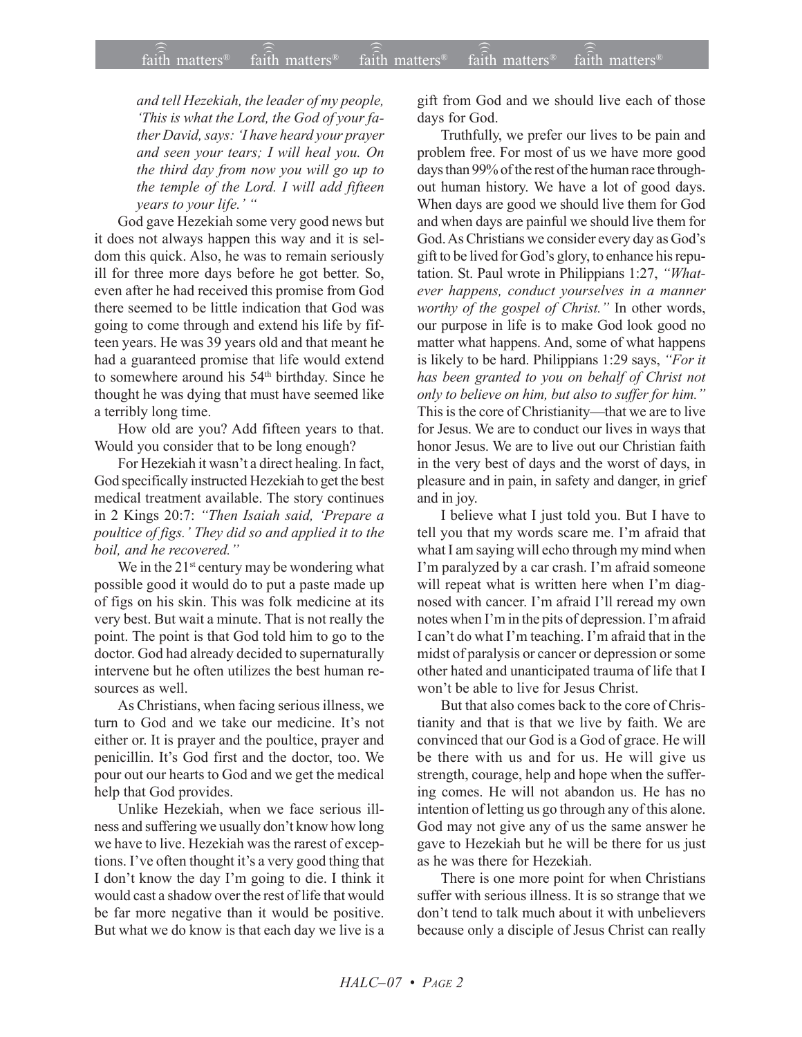*and tell Hezekiah, the leader of my people, 'This is what the Lord, the God of your father David, says: 'I have heard your prayer and seen your tears; I will heal you. On the third day from now you will go up to the temple of the Lord. I will add fifteen years to your life.' "*

God gave Hezekiah some very good news but it does not always happen this way and it is seldom this quick. Also, he was to remain seriously ill for three more days before he got better. So, even after he had received this promise from God there seemed to be little indication that God was going to come through and extend his life by fifteen years. He was 39 years old and that meant he had a guaranteed promise that life would extend to somewhere around his 54th birthday. Since he thought he was dying that must have seemed like a terribly long time.

How old are you? Add fifteen years to that. Would you consider that to be long enough?

For Hezekiah it wasn't a direct healing. In fact, God specifically instructed Hezekiah to get the best medical treatment available. The story continues in 2 Kings 20:7: *"Then Isaiah said, 'Prepare a poultice of figs.' They did so and applied it to the boil, and he recovered."*

We in the 21st century may be wondering what possible good it would do to put a paste made up of figs on his skin. This was folk medicine at its very best. But wait a minute. That is not really the point. The point is that God told him to go to the doctor. God had already decided to supernaturally intervene but he often utilizes the best human resources as well.

As Christians, when facing serious illness, we turn to God and we take our medicine. It's not either or. It is prayer and the poultice, prayer and penicillin. It's God first and the doctor, too. We pour out our hearts to God and we get the medical help that God provides.

Unlike Hezekiah, when we face serious illness and suffering we usually don't know how long we have to live. Hezekiah was the rarest of exceptions. I've often thought it's a very good thing that I don't know the day I'm going to die. I think it would cast a shadow over the rest of life that would be far more negative than it would be positive. But what we do know is that each day we live is a gift from God and we should live each of those days for God.

Truthfully, we prefer our lives to be pain and problem free. For most of us we have more good days than 99% of the rest of the human race throughout human history. We have a lot of good days. When days are good we should live them for God and when days are painful we should live them for God. As Christians we consider every day as God's gift to be lived for God's glory, to enhance his reputation. St. Paul wrote in Philippians 1:27, *"Whatever happens, conduct yourselves in a manner worthy of the gospel of Christ."* In other words, our purpose in life is to make God look good no matter what happens. And, some of what happens is likely to be hard. Philippians 1:29 says, *"For it has been granted to you on behalf of Christ not only to believe on him, but also to suffer for him."* This is the core of Christianity—that we are to live for Jesus. We are to conduct our lives in ways that honor Jesus. We are to live out our Christian faith in the very best of days and the worst of days, in pleasure and in pain, in safety and danger, in grief and in joy.

I believe what I just told you. But I have to tell you that my words scare me. I'm afraid that what I am saying will echo through my mind when I'm paralyzed by a car crash. I'm afraid someone will repeat what is written here when I'm diagnosed with cancer. I'm afraid I'll reread my own notes when I'm in the pits of depression. I'm afraid I can't do what I'm teaching. I'm afraid that in the midst of paralysis or cancer or depression or some other hated and unanticipated trauma of life that I won't be able to live for Jesus Christ.

But that also comes back to the core of Christianity and that is that we live by faith. We are convinced that our God is a God of grace. He will be there with us and for us. He will give us strength, courage, help and hope when the suffering comes. He will not abandon us. He has no intention of letting us go through any of this alone. God may not give any of us the same answer he gave to Hezekiah but he will be there for us just as he was there for Hezekiah.

There is one more point for when Christians suffer with serious illness. It is so strange that we don't tend to talk much about it with unbelievers because only a disciple of Jesus Christ can really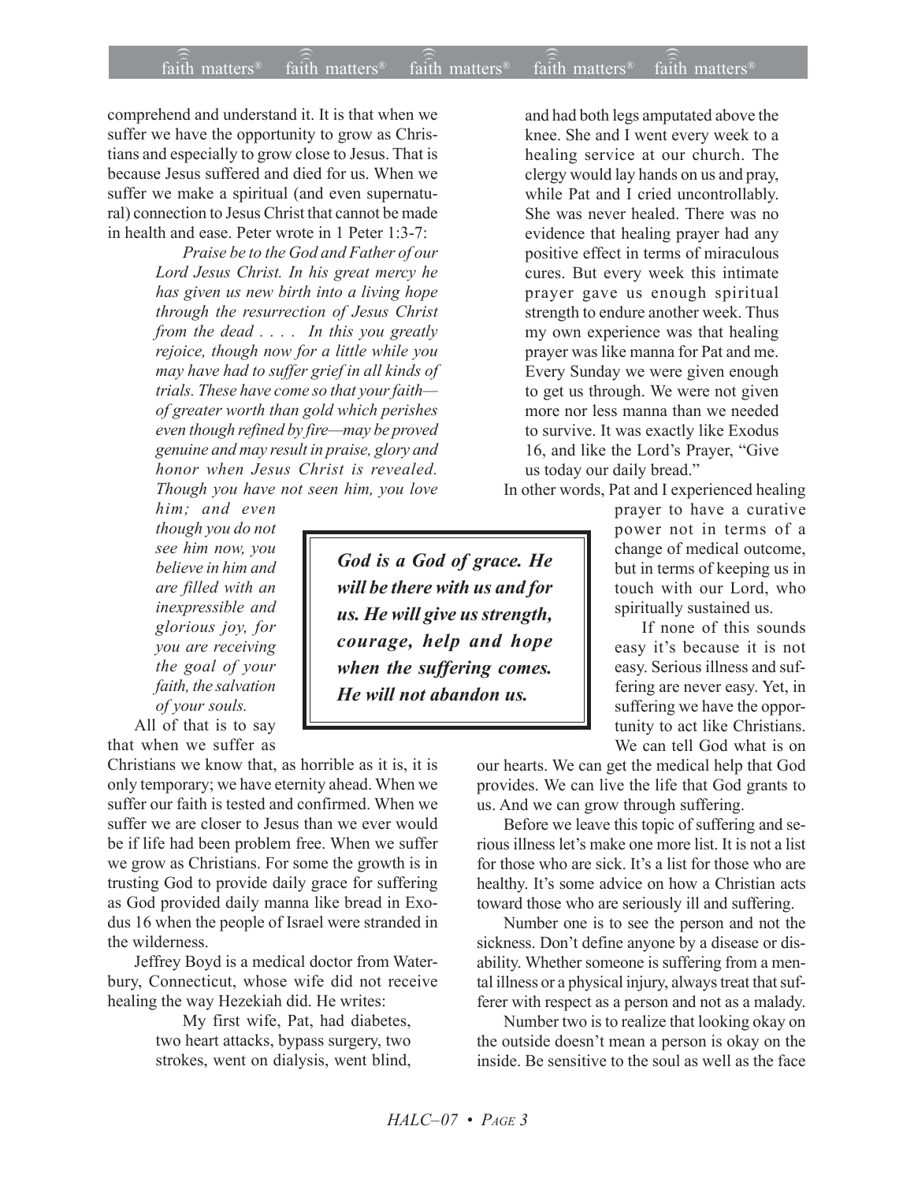comprehend and understand it. It is that when we suffer we have the opportunity to grow as Christians and especially to grow close to Jesus. That is because Jesus suffered and died for us. When we suffer we make a spiritual (and even supernatural) connection to Jesus Christ that cannot be made in health and ease. Peter wrote in 1 Peter 1:3-7:

> *Praise be to the God and Father of our Lord Jesus Christ. In his great mercy he has given us new birth into a living hope through the resurrection of Jesus Christ from the dead . . . . In this you greatly rejoice, though now for a little while you may have had to suffer grief in all kinds of trials. These have come so that your faith—of greater worth than gold which perishes even though refined by fire—may be proved genuine and may result in praise, glory and honor when Jesus Christ is revealed. Though you have not seen him, you love him; and even though you do not see him now, you believe in him and are filled with an inexpressible and glorious joy, for you are receiving the goal of your faith, the salvation of your souls.*

All of that is to say that when we suffer as Christians we know that, as horrible as it is, it is only temporary; we have eternity ahead. When we suffer our faith is tested and confirmed. When we suffer we are closer to Jesus than we ever would be if life had been problem free. When we suffer we grow as Christians. For some the growth is in trusting God to provide daily grace for suffering as God provided daily manna like bread in Exodus 16 when the people of Israel were stranded in the wilderness.

Jeffrey Boyd is a medical doctor from Waterbury, Connecticut, whose wife did not receive healing the way Hezekiah did. He writes:

> My first wife, Pat, had diabetes, two heart attacks, bypass surgery, two strokes, went on dialysis, went blind, and had both legs amputated above the knee. She and I went every week to a healing service at our church. The clergy would lay hands on us and pray, while Pat and I cried uncontrollably. She was never healed. There was no evidence that healing prayer had any positive effect in terms of miraculous cures. But every week this intimate prayer gave us enough spiritual strength to endure another week. Thus my own experience was that healing prayer was like manna for Pat and me. Every Sunday we were given enough to get us through. We were not given more nor less manna than we needed to survive. It was exactly like Exodus 16, and like the Lord's Prayer, "Give us today our daily bread."

In other words, Pat and I experienced healing prayer to have a curative power not in terms of a change of medical outcome, but in terms of keeping us in touch with our Lord, who spiritually sustained us.

> ***God is a God of grace. He will be there with us and for us. He will give us strength, courage, help and hope when the suffering comes. He will not abandon us.***

If none of this sounds easy it's because it is not easy. Serious illness and suffering are never easy. Yet, in suffering we have the opportunity to act like Christians. We can tell God what is on our hearts. We can get the medical help that God provides. We can live the life that God grants to us. And we can grow through suffering.

Before we leave this topic of suffering and serious illness let's make one more list. It is not a list for those who are sick. It's a list for those who are healthy. It's some advice on how a Christian acts toward those who are seriously ill and suffering.

Number one is to see the person and not the sickness. Don't define anyone by a disease or disability. Whether someone is suffering from a mental illness or a physical injury, always treat that sufferer with respect as a person and not as a malady.

Number two is to realize that looking okay on the outside doesn't mean a person is okay on the inside. Be sensitive to the soul as well as the face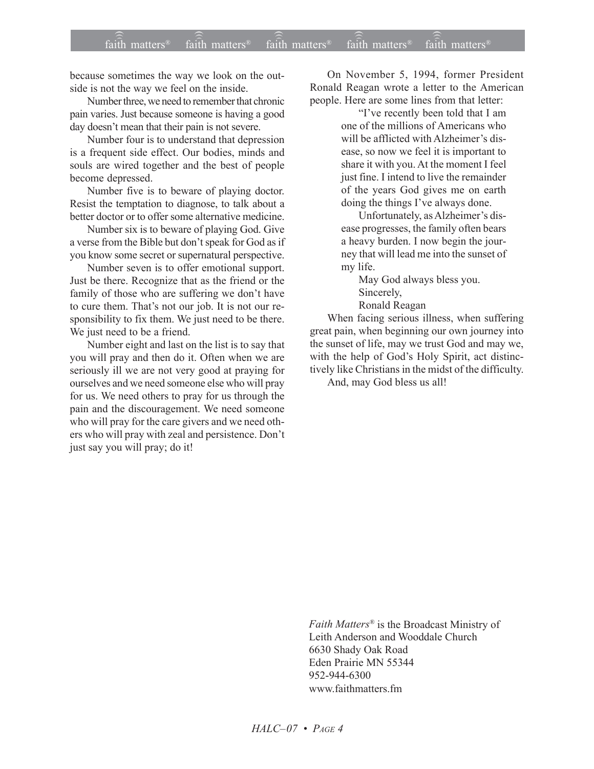because sometimes the way we look on the outside is not the way we feel on the inside.

Number three, we need to remember that chronic pain varies. Just because someone is having a good day doesn't mean that their pain is not severe.

Number four is to understand that depression is a frequent side effect. Our bodies, minds and souls are wired together and the best of people become depressed.

Number five is to beware of playing doctor. Resist the temptation to diagnose, to talk about a better doctor or to offer some alternative medicine.

Number six is to beware of playing God. Give a verse from the Bible but don't speak for God as if you know some secret or supernatural perspective.

Number seven is to offer emotional support. Just be there. Recognize that as the friend or the family of those who are suffering we don't have to cure them. That's not our job. It is not our responsibility to fix them. We just need to be there. We just need to be a friend.

Number eight and last on the list is to say that you will pray and then do it. Often when we are seriously ill we are not very good at praying for ourselves and we need someone else who will pray for us. We need others to pray for us through the pain and the discouragement. We need someone who will pray for the care givers and we need others who will pray with zeal and persistence. Don't just say you will pray; do it!

On November 5, 1994, former President Ronald Reagan wrote a letter to the American people. Here are some lines from that letter:

> "I've recently been told that I am one of the millions of Americans who will be afflicted with Alzheimer's disease, so now we feel it is important to share it with you. At the moment I feel just fine. I intend to live the remainder of the years God gives me on earth doing the things I've always done.
>
> Unfortunately, as Alzheimer's disease progresses, the family often bears a heavy burden. I now begin the journey that will lead me into the sunset of my life.
>
> May God always bless you.
>
> Sincerely,
>
> Ronald Reagan

When facing serious illness, when suffering great pain, when beginning our own journey into the sunset of life, may we trust God and may we, with the help of God's Holy Spirit, act distinctively like Christians in the midst of the difficulty.

And, may God bless us all!

*Faith Matters*® is the Broadcast Ministry of
Leith Anderson and Wooddale Church
6630 Shady Oak Road
Eden Prairie MN 55344
952-944-6300
www.faithmatters.fm